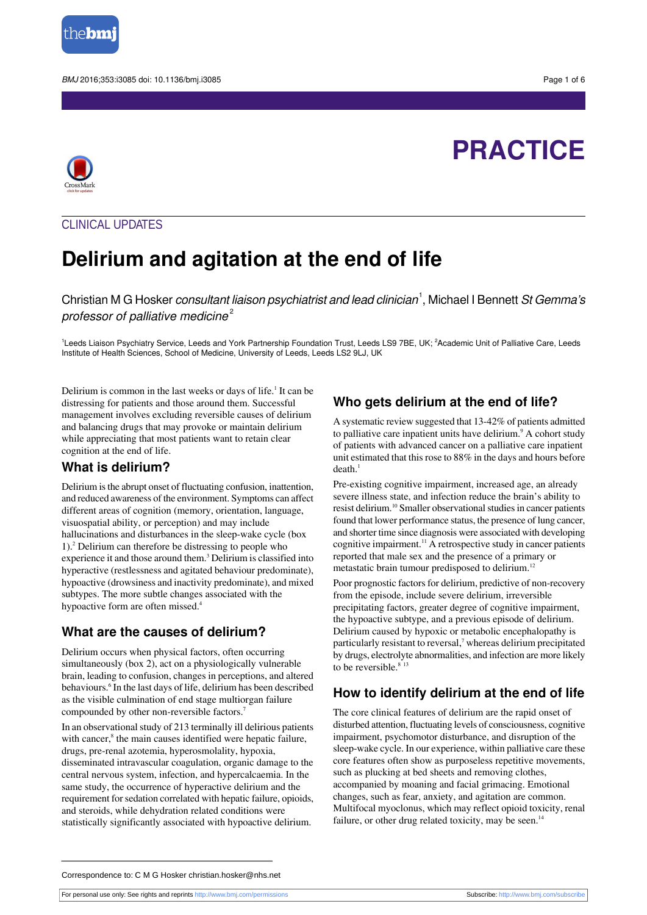# PRACTICE

CLINICAL UPDATES

# Delirium and agitation at the end of life

Christian M G Hosker *consultant liaison psychiatrist and lead clinician*[1], Michael I Bennett *St Gemma's professor of palliative medicine*[2]

[1]Leeds Liaison Psychiatry Service, Leeds and York Partnership Foundation Trust, Leeds LS9 7BE, UK; [2]Academic Unit of Palliative Care, Leeds Institute of Health Sciences, School of Medicine, University of Leeds, Leeds LS2 9LJ, UK

Delirium is common in the last weeks or days of life.[1] It can be distressing for patients and those around them. Successful management involves excluding reversible causes of delirium and balancing drugs that may provoke or maintain delirium while appreciating that most patients want to retain clear cognition at the end of life.

## What is delirium?

Delirium is the abrupt onset of fluctuating confusion, inattention, and reduced awareness of the environment. Symptoms can affect different areas of cognition (memory, orientation, language, visuospatial ability, or perception) and may include hallucinations and disturbances in the sleep-wake cycle (box 1).[2] Delirium can therefore be distressing to people who experience it and those around them.[3] Delirium is classified into hyperactive (restlessness and agitated behaviour predominate), hypoactive (drowsiness and inactivity predominate), and mixed subtypes. The more subtle changes associated with the hypoactive form are often missed.[4]

## What are the causes of delirium?

Delirium occurs when physical factors, often occurring simultaneously (box 2), act on a physiologically vulnerable brain, leading to confusion, changes in perceptions, and altered behaviours.[6] In the last days of life, delirium has been described as the visible culmination of end stage multiorgan failure compounded by other non-reversible factors.[7]

In an observational study of 213 terminally ill delirious patients with cancer,[8] the main causes identified were hepatic failure, drugs, pre-renal azotemia, hyperosmolality, hypoxia, disseminated intravascular coagulation, organic damage to the central nervous system, infection, and hypercalcaemia. In the same study, the occurrence of hyperactive delirium and the requirement for sedation correlated with hepatic failure, opioids, and steroids, while dehydration related conditions were statistically significantly associated with hypoactive delirium.

## Who gets delirium at the end of life?

A systematic review suggested that 13-42% of patients admitted to palliative care inpatient units have delirium.[9] A cohort study of patients with advanced cancer on a palliative care inpatient unit estimated that this rose to 88% in the days and hours before death.[1]

Pre-existing cognitive impairment, increased age, an already severe illness state, and infection reduce the brain's ability to resist delirium.[10] Smaller observational studies in cancer patients found that lower performance status, the presence of lung cancer, and shorter time since diagnosis were associated with developing cognitive impairment.[11] A retrospective study in cancer patients reported that male sex and the presence of a primary or metastatic brain tumour predisposed to delirium.[12]

Poor prognostic factors for delirium, predictive of non-recovery from the episode, include severe delirium, irreversible precipitating factors, greater degree of cognitive impairment, the hypoactive subtype, and a previous episode of delirium. Delirium caused by hypoxic or metabolic encephalopathy is particularly resistant to reversal,[7] whereas delirium precipitated by drugs, electrolyte abnormalities, and infection are more likely to be reversible.[8,13]

## How to identify delirium at the end of life

The core clinical features of delirium are the rapid onset of disturbed attention, fluctuating levels of consciousness, cognitive impairment, psychomotor disturbance, and disruption of the sleep-wake cycle. In our experience, within palliative care these core features often show as purposeless repetitive movements, such as plucking at bed sheets and removing clothes, accompanied by moaning and facial grimacing. Emotional changes, such as fear, anxiety, and agitation are common. Multifocal myoclonus, which may reflect opioid toxicity, renal failure, or other drug related toxicity, may be seen.[14]

Correspondence to: C M G Hosker christian.hosker@nhs.net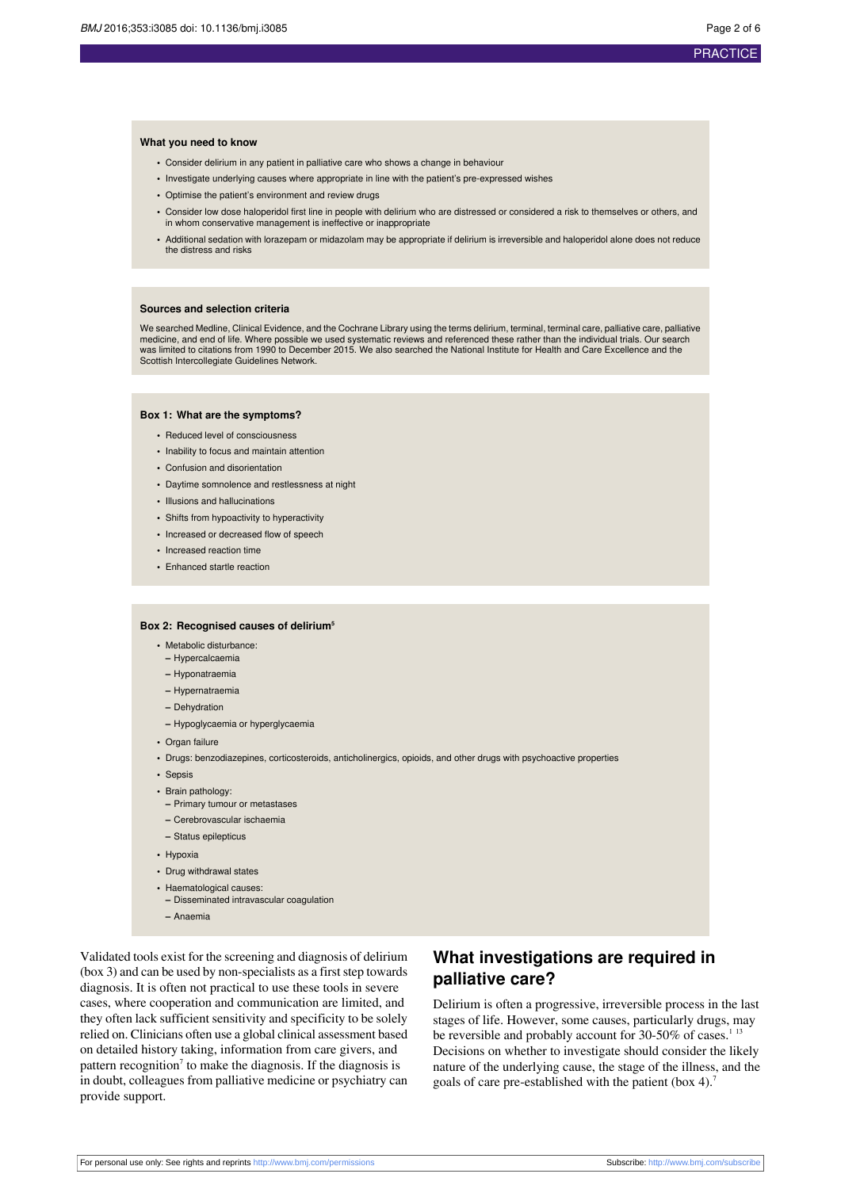### What you need to know

- Consider delirium in any patient in palliative care who shows a change in behaviour
- Investigate underlying causes where appropriate in line with the patient's pre-expressed wishes
- Optimise the patient's environment and review drugs
- Consider low dose haloperidol first line in people with delirium who are distressed or considered a risk to themselves or others, and in whom conservative management is ineffective or inappropriate
- Additional sedation with lorazepam or midazolam may be appropriate if delirium is irreversible and haloperidol alone does not reduce the distress and risks

### Sources and selection criteria

We searched Medline, Clinical Evidence, and the Cochrane Library using the terms delirium, terminal, terminal care, palliative care, palliative medicine, and end of life. Where possible we used systematic reviews and referenced these rather than the individual trials. Our search was limited to citations from 1990 to December 2015. We also searched the National Institute for Health and Care Excellence and the Scottish Intercollegiate Guidelines Network.

### Box 1: What are the symptoms?

- Reduced level of consciousness
- Inability to focus and maintain attention
- Confusion and disorientation
- Daytime somnolence and restlessness at night
- Illusions and hallucinations
- Shifts from hypoactivity to hyperactivity
- Increased or decreased flow of speech
- Increased reaction time
- Enhanced startle reaction

### Box 2: Recognised causes of delirium[5]

- Metabolic disturbance:
  - Hypercalcaemia
  - Hyponatraemia
  - Hypernatraemia
  - Dehydration
  - Hypoglycaemia or hyperglycaemia
- Organ failure
- Drugs: benzodiazepines, corticosteroids, anticholinergics, opioids, and other drugs with psychoactive properties
- Sepsis
- Brain pathology:
  - Primary tumour or metastases
  - Cerebrovascular ischaemia
  - Status epilepticus
- Hypoxia
- Drug withdrawal states
- Haematological causes:
  - Disseminated intravascular coagulation
  - Anaemia

Validated tools exist for the screening and diagnosis of delirium (box 3) and can be used by non-specialists as a first step towards diagnosis. It is often not practical to use these tools in severe cases, where cooperation and communication are limited, and they often lack sufficient sensitivity and specificity to be solely relied on. Clinicians often use a global clinical assessment based on detailed history taking, information from care givers, and pattern recognition[7] to make the diagnosis. If the diagnosis is in doubt, colleagues from palliative medicine or psychiatry can provide support.

## What investigations are required in palliative care?

Delirium is often a progressive, irreversible process in the last stages of life. However, some causes, particularly drugs, may be reversible and probably account for 30-50% of cases.[1 13] Decisions on whether to investigate should consider the likely nature of the underlying cause, the stage of the illness, and the goals of care pre-established with the patient (box 4).[7]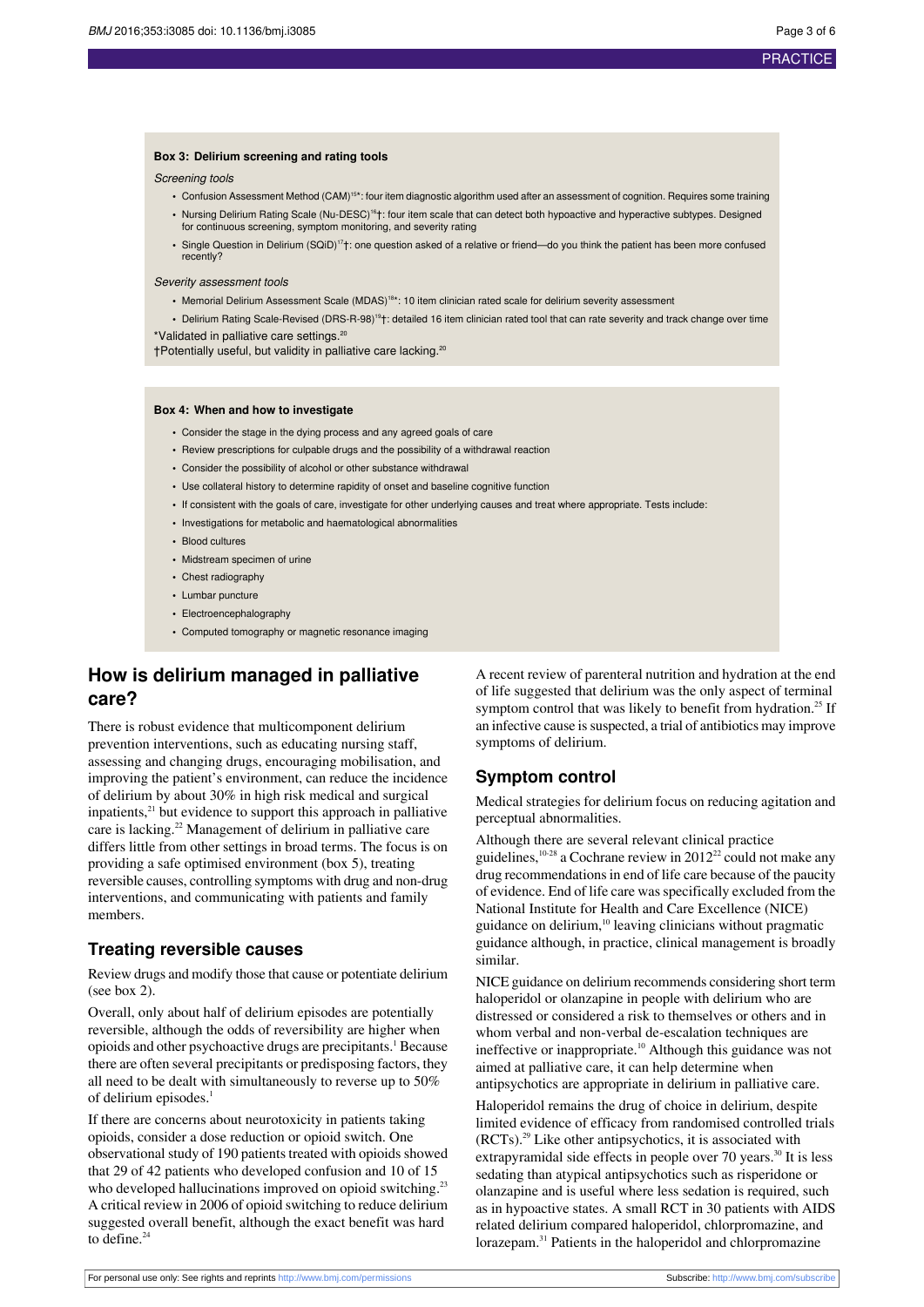### Box 3: Delirium screening and rating tools

*Screening tools*

- Confusion Assessment Method (CAM)[15]*: four item diagnostic algorithm used after an assessment of cognition. Requires some training
- Nursing Delirium Rating Scale (Nu-DESC)[16]†: four item scale that can detect both hypoactive and hyperactive subtypes. Designed for continuous screening, symptom monitoring, and severity rating
- Single Question in Delirium (SQiD)[17]†: one question asked of a relative or friend—do you think the patient has been more confused recently?

*Severity assessment tools*

- Memorial Delirium Assessment Scale (MDAS)[18]*: 10 item clinician rated scale for delirium severity assessment
- Delirium Rating Scale-Revised (DRS-R-98)[19]†: detailed 16 item clinician rated tool that can rate severity and track change over time

*Validated in palliative care settings.[20]

†Potentially useful, but validity in palliative care lacking.[20]

### Box 4: When and how to investigate

- Consider the stage in the dying process and any agreed goals of care
- Review prescriptions for culpable drugs and the possibility of a withdrawal reaction
- Consider the possibility of alcohol or other substance withdrawal
- Use collateral history to determine rapidity of onset and baseline cognitive function
- If consistent with the goals of care, investigate for other underlying causes and treat where appropriate. Tests include:
- Investigations for metabolic and haematological abnormalities
- Blood cultures
- Midstream specimen of urine
- Chest radiography
- Lumbar puncture
- Electroencephalography
- Computed tomography or magnetic resonance imaging

## How is delirium managed in palliative care?

There is robust evidence that multicomponent delirium prevention interventions, such as educating nursing staff, assessing and changing drugs, encouraging mobilisation, and improving the patient's environment, can reduce the incidence of delirium by about 30% in high risk medical and surgical inpatients,[21] but evidence to support this approach in palliative care is lacking.[22] Management of delirium in palliative care differs little from other settings in broad terms. The focus is on providing a safe optimised environment (box 5), treating reversible causes, controlling symptoms with drug and non-drug interventions, and communicating with patients and family members.

### Treating reversible causes

Review drugs and modify those that cause or potentiate delirium (see box 2).

Overall, only about half of delirium episodes are potentially reversible, although the odds of reversibility are higher when opioids and other psychoactive drugs are precipitants.[1] Because there are often several precipitants or predisposing factors, they all need to be dealt with simultaneously to reverse up to 50% of delirium episodes.[1]

If there are concerns about neurotoxicity in patients taking opioids, consider a dose reduction or opioid switch. One observational study of 190 patients treated with opioids showed that 29 of 42 patients who developed confusion and 10 of 15 who developed hallucinations improved on opioid switching.[23] A critical review in 2006 of opioid switching to reduce delirium suggested overall benefit, although the exact benefit was hard to define.[24]

A recent review of parenteral nutrition and hydration at the end of life suggested that delirium was the only aspect of terminal symptom control that was likely to benefit from hydration.[25] If an infective cause is suspected, a trial of antibiotics may improve symptoms of delirium.

### Symptom control

Medical strategies for delirium focus on reducing agitation and perceptual abnormalities.

Although there are several relevant clinical practice guidelines,[10-28] a Cochrane review in 2012[22] could not make any drug recommendations in end of life care because of the paucity of evidence. End of life care was specifically excluded from the National Institute for Health and Care Excellence (NICE) guidance on delirium,[10] leaving clinicians without pragmatic guidance although, in practice, clinical management is broadly similar.

NICE guidance on delirium recommends considering short term haloperidol or olanzapine in people with delirium who are distressed or considered a risk to themselves or others and in whom verbal and non-verbal de-escalation techniques are ineffective or inappropriate.[10] Although this guidance was not aimed at palliative care, it can help determine when antipsychotics are appropriate in delirium in palliative care.

Haloperidol remains the drug of choice in delirium, despite limited evidence of efficacy from randomised controlled trials (RCTs).[29] Like other antipsychotics, it is associated with extrapyramidal side effects in people over 70 years.[30] It is less sedating than atypical antipsychotics such as risperidone or olanzapine and is useful where less sedation is required, such as in hypoactive states. A small RCT in 30 patients with AIDS related delirium compared haloperidol, chlorpromazine, and lorazepam.[31] Patients in the haloperidol and chlorpromazine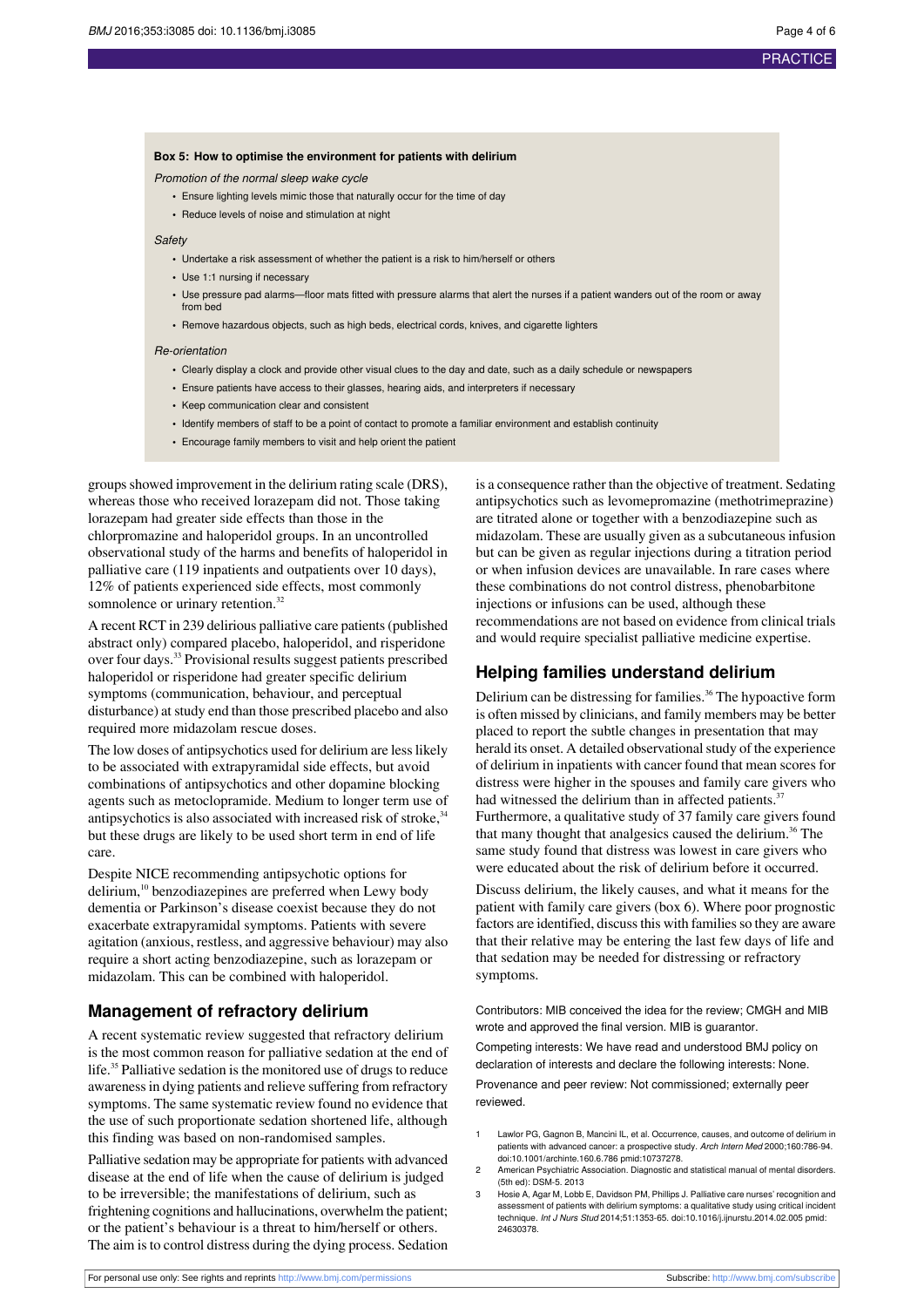**Box 5: How to optimise the environment for patients with delirium**

*Promotion of the normal sleep wake cycle*

- Ensure lighting levels mimic those that naturally occur for the time of day
- Reduce levels of noise and stimulation at night

*Safety*

- Undertake a risk assessment of whether the patient is a risk to him/herself or others
- Use 1:1 nursing if necessary
- Use pressure pad alarms—floor mats fitted with pressure alarms that alert the nurses if a patient wanders out of the room or away from bed
- Remove hazardous objects, such as high beds, electrical cords, knives, and cigarette lighters

*Re-orientation*

- Clearly display a clock and provide other visual clues to the day and date, such as a daily schedule or newspapers
- Ensure patients have access to their glasses, hearing aids, and interpreters if necessary
- Keep communication clear and consistent
- Identify members of staff to be a point of contact to promote a familiar environment and establish continuity
- Encourage family members to visit and help orient the patient

groups showed improvement in the delirium rating scale (DRS), whereas those who received lorazepam did not. Those taking lorazepam had greater side effects than those in the chlorpromazine and haloperidol groups. In an uncontrolled observational study of the harms and benefits of haloperidol in palliative care (119 inpatients and outpatients over 10 days), 12% of patients experienced side effects, most commonly somnolence or urinary retention.[32]

A recent RCT in 239 delirious palliative care patients (published abstract only) compared placebo, haloperidol, and risperidone over four days.[33] Provisional results suggest patients prescribed haloperidol or risperidone had greater specific delirium symptoms (communication, behaviour, and perceptual disturbance) at study end than those prescribed placebo and also required more midazolam rescue doses.

The low doses of antipsychotics used for delirium are less likely to be associated with extrapyramidal side effects, but avoid combinations of antipsychotics and other dopamine blocking agents such as metoclopramide. Medium to longer term use of antipsychotics is also associated with increased risk of stroke,[34] but these drugs are likely to be used short term in end of life care.

Despite NICE recommending antipsychotic options for delirium,[10] benzodiazepines are preferred when Lewy body dementia or Parkinson's disease coexist because they do not exacerbate extrapyramidal symptoms. Patients with severe agitation (anxious, restless, and aggressive behaviour) may also require a short acting benzodiazepine, such as lorazepam or midazolam. This can be combined with haloperidol.

## Management of refractory delirium

A recent systematic review suggested that refractory delirium is the most common reason for palliative sedation at the end of life.[35] Palliative sedation is the monitored use of drugs to reduce awareness in dying patients and relieve suffering from refractory symptoms. The same systematic review found no evidence that the use of such proportionate sedation shortened life, although this finding was based on non-randomised samples.

Palliative sedation may be appropriate for patients with advanced disease at the end of life when the cause of delirium is judged to be irreversible; the manifestations of delirium, such as frightening cognitions and hallucinations, overwhelm the patient; or the patient's behaviour is a threat to him/herself or others. The aim is to control distress during the dying process. Sedation is a consequence rather than the objective of treatment. Sedating antipsychotics such as levomepromazine (methotrimeprazine) are titrated alone or together with a benzodiazepine such as midazolam. These are usually given as a subcutaneous infusion but can be given as regular injections during a titration period or when infusion devices are unavailable. In rare cases where these combinations do not control distress, phenobarbitone injections or infusions can be used, although these recommendations are not based on evidence from clinical trials and would require specialist palliative medicine expertise.

## Helping families understand delirium

Delirium can be distressing for families.[36] The hypoactive form is often missed by clinicians, and family members may be better placed to report the subtle changes in presentation that may herald its onset. A detailed observational study of the experience of delirium in inpatients with cancer found that mean scores for distress were higher in the spouses and family care givers who had witnessed the delirium than in affected patients.[37] Furthermore, a qualitative study of 37 family care givers found that many thought that analgesics caused the delirium.[36] The same study found that distress was lowest in care givers who were educated about the risk of delirium before it occurred.

Discuss delirium, the likely causes, and what it means for the patient with family care givers (box 6). Where poor prognostic factors are identified, discuss this with families so they are aware that their relative may be entering the last few days of life and that sedation may be needed for distressing or refractory symptoms.

Contributors: MIB conceived the idea for the review; CMGH and MIB wrote and approved the final version. MIB is guarantor.

Competing interests: We have read and understood BMJ policy on declaration of interests and declare the following interests: None.

Provenance and peer review: Not commissioned; externally peer reviewed.

1. Lawlor PG, Gagnon B, Mancini IL, et al. Occurrence, causes, and outcome of delirium in patients with advanced cancer: a prospective study. *Arch Intern Med* 2000;160:786-94. doi:10.1001/archinte.160.6.786 pmid:10737278.
2. American Psychiatric Association. Diagnostic and statistical manual of mental disorders. (5th ed): DSM-5. 2013
3. Hosie A, Agar M, Lobb E, Davidson PM, Phillips J. Palliative care nurses' recognition and assessment of patients with delirium symptoms: a qualitative study using critical incident technique. *Int J Nurs Stud* 2014;51:1353-65. doi:10.1016/j.ijnurstu.2014.02.005 pmid: 24630378.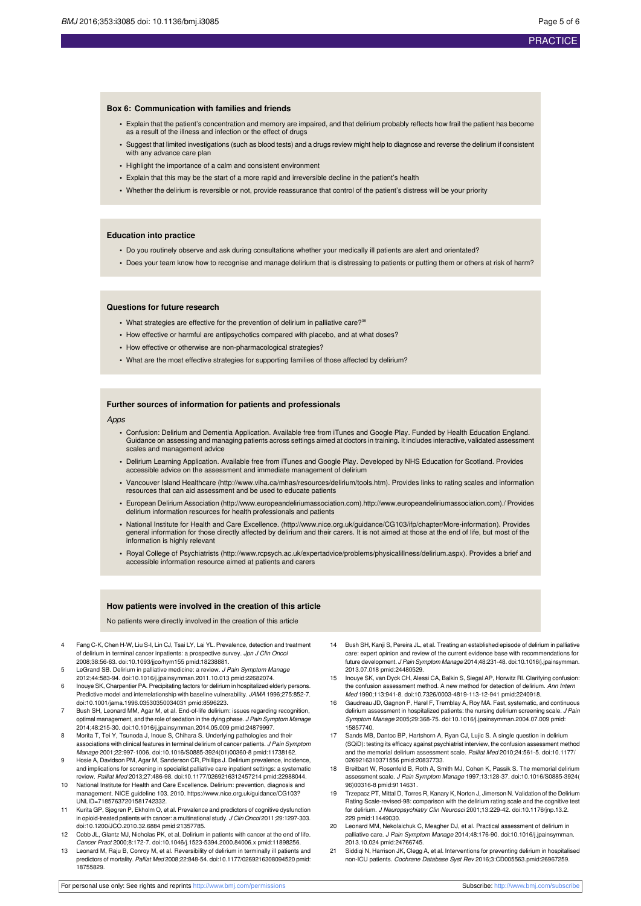### Box 6: Communication with families and friends

- Explain that the patient's concentration and memory are impaired, and that delirium probably reflects how frail the patient has become as a result of the illness and infection or the effect of drugs
- Suggest that limited investigations (such as blood tests) and a drugs review might help to diagnose and reverse the delirium if consistent with any advance care plan
- Highlight the importance of a calm and consistent environment
- Explain that this may be the start of a more rapid and irreversible decline in the patient's health
- Whether the delirium is reversible or not, provide reassurance that control of the patient's distress will be your priority

### Education into practice

- Do you routinely observe and ask during consultations whether your medically ill patients are alert and orientated?
- Does your team know how to recognise and manage delirium that is distressing to patients or putting them or others at risk of harm?

### Questions for future research

- What strategies are effective for the prevention of delirium in palliative care?[38]
- How effective or harmful are antipsychotics compared with placebo, and at what doses?
- How effective or otherwise are non-pharmacological strategies?
- What are the most effective strategies for supporting families of those affected by delirium?

### Further sources of information for patients and professionals

*Apps*

- Confusion: Delirium and Dementia Application. Available free from iTunes and Google Play. Funded by Health Education England. Guidance on assessing and managing patients across settings aimed at doctors in training. It includes interactive, validated assessment scales and management advice
- Delirium Learning Application. Available free from iTunes and Google Play. Developed by NHS Education for Scotland. Provides accessible advice on the assessment and immediate management of delirium
- Vancouver Island Healthcare (http://www.viha.ca/mhas/resources/delirium/tools.htm). Provides links to rating scales and information resources that can aid assessment and be used to educate patients
- European Delirium Association (http://www.europeandeliriumassociation.com).http://www.europeandeliriumassociation.com)./ Provides delirium information resources for health professionals and patients
- National Institute for Health and Care Excellence. (http://www.nice.org.uk/guidance/CG103/ifp/chapter/More-information). Provides general information for those directly affected by delirium and their carers. It is not aimed at those at the end of life, but most of the information is highly relevant
- Royal College of Psychiatrists (http://www.rcpsych.ac.uk/expertadvice/problems/physicalillness/delirium.aspx). Provides a brief and accessible information resource aimed at patients and carers

### How patients were involved in the creation of this article

No patients were directly involved in the creation of this article

4. Fang C-K, Chen H-W, Liu S-I, Lin CJ, Tsai LY, Lai YL. Prevalence, detection and treatment of delirium in terminal cancer inpatients: a prospective survey. *Jpn J Clin Oncol* 2008;38:56-63. doi:10.1093/jjco/hym155 pmid:18238881.
5. LeGrand SB. Delirium in palliative medicine: a review. *J Pain Symptom Manage* 2012;44:583-94. doi:10.1016/j.jpainsymman.2011.10.013 pmid:22682074.
6. Inouye SK, Charpentier PA. Precipitating factors for delirium in hospitalized elderly persons. Predictive model and interrelationship with baseline vulnerability. *JAMA* 1996;275:852-7. doi:10.1001/jama.1996.03530350034031 pmid:8596223.
7. Bush SH, Leonard MM, Agar M, et al. End-of-life delirium: issues regarding recognition, optimal management, and the role of sedation in the dying phase. *J Pain Symptom Manage* 2014;48:215-30. doi:10.1016/j.jpainsymman.2014.05.009 pmid:24879997.
8. Morita T, Tei Y, Tsunoda J, Inoue S, Chihara S. Underlying pathologies and their associations with clinical features in terminal delirium of cancer patients. *J Pain Symptom Manage* 2001;22:997-1006. doi:10.1016/S0885-3924(01)00360-8 pmid:11738162.
9. Hosie A, Davidson PM, Agar M, Sanderson CR, Phillips J. Delirium prevalence, incidence, and implications for screening in specialist palliative care inpatient settings: a systematic review. *Palliat Med* 2013;27:486-98. doi:10.1177/0269216312457214 pmid:22988044.
10. National Institute for Health and Care Excellence. Delirium: prevention, diagnosis and management. NICE guideline 103. 2010. https://www.nice.org.uk/guidance/CG103?UNLID=71857637201581742332.
11. Kurita GP, Sjøgren P, Ekholm O, et al. Prevalence and predictors of cognitive dysfunction in opioid-treated patients with cancer: a multinational study. *J Clin Oncol* 2011;29:1297-303. doi:10.1200/JCO.2010.32.6884 pmid:21357785.
12. Cobb JL, Glantz MJ, Nicholas PK, et al. Delirium in patients with cancer at the end of life. *Cancer Pract* 2000;8:172-7. doi:10.1046/j.1523-5394.2000.84006.x pmid:11898256.
13. Leonard M, Raju B, Conroy M, et al. Reversibility of delirium in terminally ill patients and predictors of mortality. *Palliat Med* 2008;22:848-54. doi:10.1177/0269216308094520 pmid:18755829.
14. Bush SH, Kanji S, Pereira JL, et al. Treating an established episode of delirium in palliative care: expert opinion and review of the current evidence base with recommendations for future development. *J Pain Symptom Manage* 2014;48:231-48. doi:10.1016/j.jpainsymman.2013.07.018 pmid:24480529.
15. Inouye SK, van Dyck CH, Alessi CA, Balkin S, Siegal AP, Horwitz RI. Clarifying confusion: the confusion assessment method. A new method for detection of delirium. *Ann Intern Med* 1990;113:941-8. doi:10.7326/0003-4819-113-12-941 pmid:2240918.
16. Gaudreau JD, Gagnon P, Harel F, Tremblay A, Roy MA. Fast, systematic, and continuous delirium assessment in hospitalized patients: the nursing delirium screening scale. *J Pain Symptom Manage* 2005;29:368-75. doi:10.1016/j.jpainsymman.2004.07.009 pmid:15857740.
17. Sands MB, Dantoc BP, Hartshorn A, Ryan CJ, Lujic S. A single question in delirium (SQiD): testing its efficacy against psychiatrist interview, the confusion assessment method and the memorial delirium assessment scale. *Palliat Med* 2010;24:561-5. doi:10.1177/0269216310371556 pmid:20837733.
18. Breitbart W, Rosenfeld B, Roth A, Smith MJ, Cohen K, Passik S. The memorial delirium assessment scale. *J Pain Symptom Manage* 1997;13:128-37. doi:10.1016/S0885-3924(96)00316-8 pmid:9114631.
19. Trzepacz PT, Mittal D, Torres R, Kanary K, Norton J, Jimerson N. Validation of the Delirium Rating Scale-revised-98: comparison with the delirium rating scale and the cognitive test for delirium. *J Neuropsychiatry Clin Neurosci* 2001;13:229-42. doi:10.1176/jnp.13.2.229 pmid:11449030.
20. Leonard MM, Nekolaichuk C, Meagher DJ, et al. Practical assessment of delirium in palliative care. *J Pain Symptom Manage* 2014;48:176-90. doi:10.1016/j.jpainsymman.2013.10.024 pmid:24766745.
21. Siddiqi N, Harrison JK, Clegg A, et al. Interventions for preventing delirium in hospitalised non-ICU patients. *Cochrane Database Syst Rev* 2016;3:CD005563.pmid:26967259.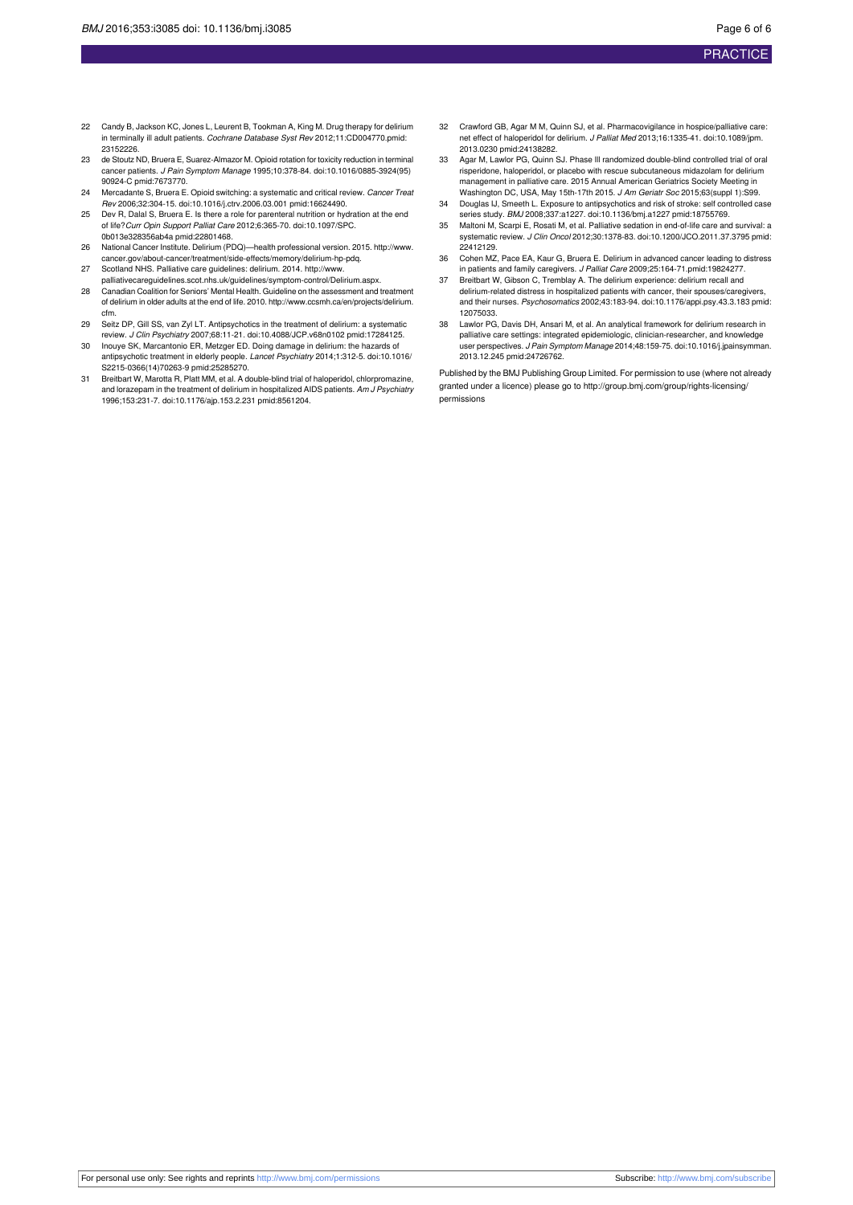22 Candy B, Jackson KC, Jones L, Leurent B, Tookman A, King M. Drug therapy for delirium in terminally ill adult patients. *Cochrane Database Syst Rev* 2012;11:CD004770.pmid: 23152226.

23 de Stoutz ND, Bruera E, Suarez-Almazor M. Opioid rotation for toxicity reduction in terminal cancer patients. *J Pain Symptom Manage* 1995;10:378-84. doi:10.1016/0885-3924(95)90924-C pmid:7673770.

24 Mercadante S, Bruera E. Opioid switching: a systematic and critical review. *Cancer Treat Rev* 2006;32:304-15. doi:10.1016/j.ctrv.2006.03.001 pmid:16624490.

25 Dev R, Dalal S, Bruera E. Is there a role for parenteral nutrition or hydration at the end of life? *Curr Opin Support Palliat Care* 2012;6:365-70. doi:10.1097/SPC.0b013e328356ab4a pmid:22801468.

26 National Cancer Institute. Delirium (PDQ)—health professional version. 2015. http://www.cancer.gov/about-cancer/treatment/side-effects/memory/delirium-hp-pdq.

27 Scotland NHS. Palliative care guidelines: delirium. 2014. http://www.palliativecareguidelines.scot.nhs.uk/guidelines/symptom-control/Delirium.aspx.

28 Canadian Coalition for Seniors' Mental Health. Guideline on the assessment and treatment of delirium in older adults at the end of life. 2010. http://www.ccsmh.ca/en/projects/delirium.cfm.

29 Seitz DP, Gill SS, van Zyl LT. Antipsychotics in the treatment of delirium: a systematic review. *J Clin Psychiatry* 2007;68:11-21. doi:10.4088/JCP.v68n0102 pmid:17284125.

30 Inouye SK, Marcantonio ER, Metzger ED. Doing damage in delirium: the hazards of antipsychotic treatment in elderly people. *Lancet Psychiatry* 2014;1:312-5. doi:10.1016/S2215-0366(14)70263-9 pmid:25285270.

31 Breitbart W, Marotta R, Platt MM, et al. A double-blind trial of haloperidol, chlorpromazine, and lorazepam in the treatment of delirium in hospitalized AIDS patients. *Am J Psychiatry* 1996;153:231-7. doi:10.1176/ajp.153.2.231 pmid:8561204.

32 Crawford GB, Agar M M, Quinn SJ, et al. Pharmacovigilance in hospice/palliative care: net effect of haloperidol for delirium. *J Palliat Med* 2013;16:1335-41. doi:10.1089/jpm.2013.0230 pmid:24138282.

33 Agar M, Lawlor PG, Quinn SJ. Phase III randomized double-blind controlled trial of oral risperidone, haloperidol, or placebo with rescue subcutaneous midazolam for delirium management in palliative care. 2015 Annual American Geriatrics Society Meeting in Washington DC, USA, May 15th-17th 2015. *J Am Geriatr Soc* 2015;63(suppl 1):S99.

34 Douglas IJ, Smeeth L. Exposure to antipsychotics and risk of stroke: self controlled case series study. *BMJ* 2008;337:a1227. doi:10.1136/bmj.a1227 pmid:18755769.

35 Maltoni M, Scarpi E, Rosati M, et al. Palliative sedation in end-of-life care and survival: a systematic review. *J Clin Oncol* 2012;30:1378-83. doi:10.1200/JCO.2011.37.3795 pmid:22412129.

36 Cohen MZ, Pace EA, Kaur G, Bruera E. Delirium in advanced cancer leading to distress in patients and family caregivers. *J Palliat Care* 2009;25:164-71.pmid:19824277.

37 Breitbart W, Gibson C, Tremblay A. The delirium experience: delirium recall and delirium-related distress in hospitalized patients with cancer, their spouses/caregivers, and their nurses. *Psychosomatics* 2002;43:183-94. doi:10.1176/appi.psy.43.3.183 pmid:12075033.

38 Lawlor PG, Davis DH, Ansari M, et al. An analytical framework for delirium research in palliative care settings: integrated epidemiologic, clinician-researcher, and knowledge user perspectives. *J Pain Symptom Manage* 2014;48:159-75. doi:10.1016/j.jpainsymman.2013.12.245 pmid:24726762.

Published by the BMJ Publishing Group Limited. For permission to use (where not already granted under a licence) please go to http://group.bmj.com/group/rights-licensing/permissions